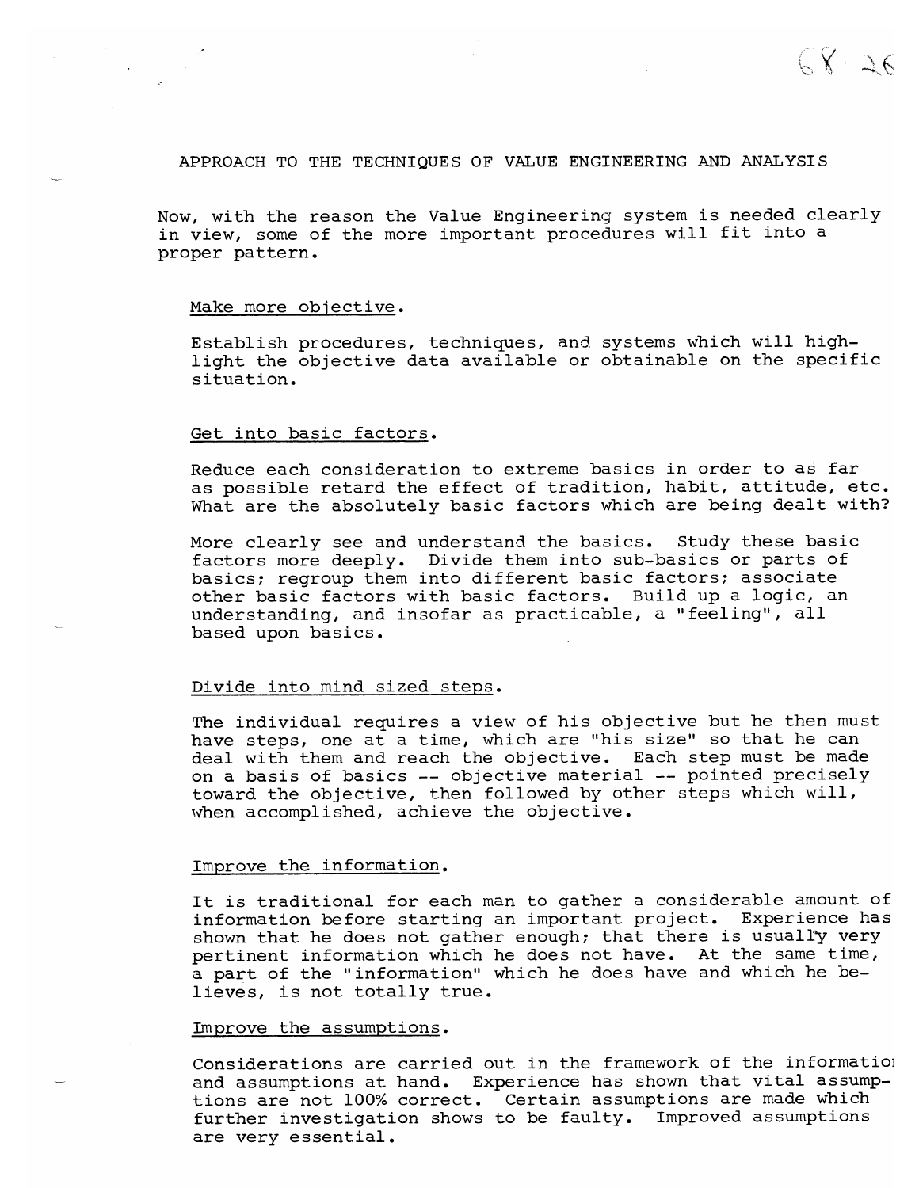# APPROACH TO THE TECHNIQUES OF VALUE ENGINEERING AND ANALYSIS

Now, with the reason the Value Engineering system is needed clearly in view, some of the more important procedures will fit into a proper pattern.

## Make more objective.

Establish procedures, techniques, and systems which will highlight the objective data available or obtainable on the specific situation.

## Get into basic factors.

Reduce each consideration to extreme basics in order to as far as possible retard the effect of tradition, habit, attitude, etc. What are the absolutely basic factors which are being dealt with?

More clearly see and understand the basics. Study these basic factors more deeply. Divide them into sub-basics or parts of basics; regroup them into different basic factors; associate other basic factors with basic factors. Build up a logic, an understanding, and insofar as practicable, a "feeling", all based upon basics.

## Divide into mind sized steps.

The individual requires a view of his objective but he then must have steps, one at a time, which are "his size" so that he can deal with them and reach the objective. Each step must be made on a basis of basics -- objective material -- pointed precisely toward the objective, then followed by other steps which will, when accomplished, achieve the objective.

## Improve the information.

It is traditional for each man to gather a considerable amount of information before starting an important project. Experience has shown that he does not gather enough; that there is usually very pertinent information which he does not have. At the same time, a part of the "information" which he does have and which he believes, is not totally true.

## Improve the assumptions.

Considerations are carried out in the framework of the information and assumptions at hand. Experience has shown that vital assumptions are not 100% correct. Certain assumptions are made which further investigation shows to be faulty. Improved assumptions are very essential.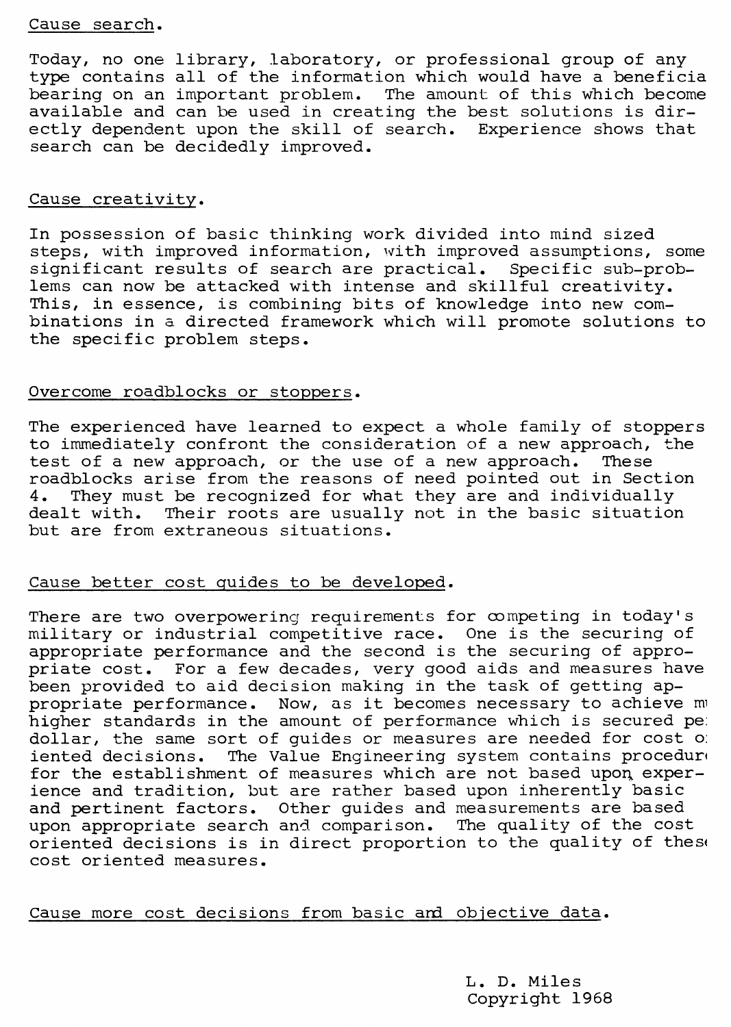Cause search.

Today, no one library, laboratory, or professional group of any type contains all of the information which would have a beneficia bearing on an important problem. The amount of this which become available and can be used in creating the best solutions is directly dependent upon the skill of search. Experience shows that search can be decidedly improved.

Cause creativity.

In possession of basic thinking work divided into mind sized steps, with improved information, with improved assumptions, some significant results of search are practical. Specific sub-problems can now be attacked with intense and skillful creativity. This, in essence, is combining bits of knowledge into new combinations in a directed framework which will promote solutions to the specific problem steps.

Overcome roadblocks or stoppers.

The experienced have learned to expect a whole family of stoppers to immediately confront the consideration of a new approach, the test of a new approach, or the use of a new approach. These roadblocks arise from the reasons of need pointed out in Section 4. They must be recognized for what they are and individually dealt with. Their roots are usually not in the basic situation but are from extraneous situations.

Cause better cost guides to be developed.

There are two overpowering requirements for competing in today's military or industrial competitive race. One is the securing of appropriate performance and the second is the securing of appropriate cost. For a few decades, very good aids and measures have been provided to aid decision making in the task of getting appropriate performance. Now, as it becomes necessary to achieve m higher standards in the amount of performance which is secured pe dollar, the same sort of guides or measures are needed for cost o iented decisions. The Value Engineering system contains procedur for the establishment of measures which are not based upon experience and tradition, but are rather based upon inherently basic and pertinent factors. Other guides and measurements are based upon appropriate search and comparison. The quality of the cost oriented decisions is in direct proportion to the quality of thes cost oriented measures.

Cause more cost decisions from basic and objective data.

L. D. Miles
Copyright 1968